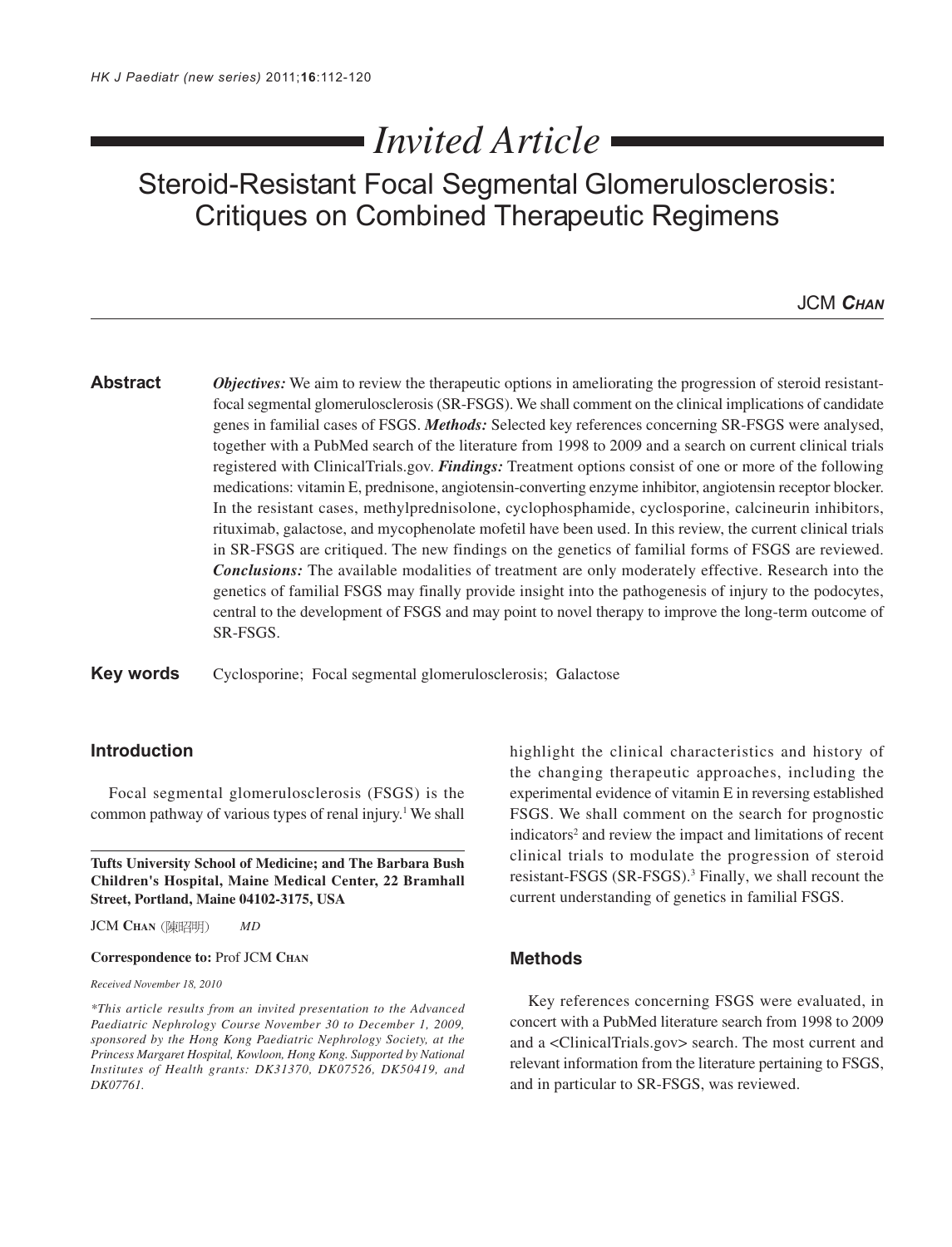*Invited Article*

# Steroid-Resistant Focal Segmental Glomerulosclerosis: Critiques on Combined Therapeutic Regimens

JCM **Chan**

**Abstract** *Objectives:* We aim to review the therapeutic options in ameliorating the progression of steroid resistant-focal segmental glomerulosclerosis (SR-FSGS). We shall comment on the clinical implications of candidate genes in familial cases of FSGS. ***Methods:*** Selected key references concerning SR-FSGS were analysed, together with a PubMed search of the literature from 1998 to 2009 and a search on current clinical trials registered with ClinicalTrials.gov. ***Findings:*** Treatment options consist of one or more of the following medications: vitamin E, prednisone, angiotensin-converting enzyme inhibitor, angiotensin receptor blocker. In the resistant cases, methylprednisolone, cyclophosphamide, cyclosporine, calcineurin inhibitors, rituximab, galactose, and mycophenolate mofetil have been used. In this review, the current clinical trials in SR-FSGS are critiqued. The new findings on the genetics of familial forms of FSGS are reviewed. ***Conclusions:*** The available modalities of treatment are only moderately effective. Research into the genetics of familial FSGS may finally provide insight into the pathogenesis of injury to the podocytes, central to the development of FSGS and may point to novel therapy to improve the long-term outcome of SR-FSGS.

**Key words** Cyclosporine; Focal segmental glomerulosclerosis; Galactose

## Introduction

Focal segmental glomerulosclerosis (FSGS) is the common pathway of various types of renal injury.[1] We shall highlight the clinical characteristics and history of the changing therapeutic approaches, including the experimental evidence of vitamin E in reversing established FSGS. We shall comment on the search for prognostic indicators[2] and review the impact and limitations of recent clinical trials to modulate the progression of steroid resistant-FSGS (SR-FSGS).[3] Finally, we shall recount the current understanding of genetics in familial FSGS.

## Methods

Key references concerning FSGS were evaluated, in concert with a PubMed literature search from 1998 to 2009 and a <ClinicalTrials.gov> search. The most current and relevant information from the literature pertaining to FSGS, and in particular to SR-FSGS, was reviewed.

---

**Tufts University School of Medicine; and The Barbara Bush Children's Hospital, Maine Medical Center, 22 Bramhall Street, Portland, Maine 04102-3175, USA**

JCM **Chan** (陳昭明) *MD*

**Correspondence to:** Prof JCM **Chan**

*Received November 18, 2010*

*\*This article results from an invited presentation to the Advanced Paediatric Nephrology Course November 30 to December 1, 2009, sponsored by the Hong Kong Paediatric Nephrology Society, at the Princess Margaret Hospital, Kowloon, Hong Kong. Supported by National Institutes of Health grants: DK31370, DK07526, DK50419, and DK07761.*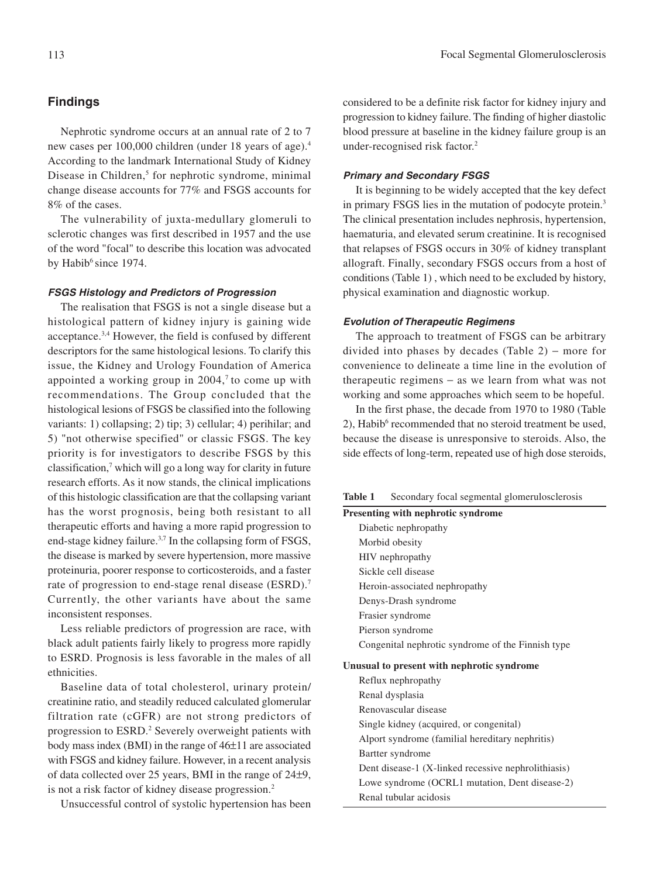## Findings

Nephrotic syndrome occurs at an annual rate of 2 to 7 new cases per 100,000 children (under 18 years of age).[4] According to the landmark International Study of Kidney Disease in Children,[5] for nephrotic syndrome, minimal change disease accounts for 77% and FSGS accounts for 8% of the cases.

The vulnerability of juxta-medullary glomeruli to sclerotic changes was first described in 1957 and the use of the word "focal" to describe this location was advocated by Habib[6] since 1974.

### *FSGS Histology and Predictors of Progression*

The realisation that FSGS is not a single disease but a histological pattern of kidney injury is gaining wide acceptance.[3,4] However, the field is confused by different descriptors for the same histological lesions. To clarify this issue, the Kidney and Urology Foundation of America appointed a working group in 2004,[7] to come up with recommendations. The Group concluded that the histological lesions of FSGS be classified into the following variants: 1) collapsing; 2) tip; 3) cellular; 4) perihilar; and 5) "not otherwise specified" or classic FSGS. The key priority is for investigators to describe FSGS by this classification,[7] which will go a long way for clarity in future research efforts. As it now stands, the clinical implications of this histologic classification are that the collapsing variant has the worst prognosis, being both resistant to all therapeutic efforts and having a more rapid progression to end-stage kidney failure.[3,7] In the collapsing form of FSGS, the disease is marked by severe hypertension, more massive proteinuria, poorer response to corticosteroids, and a faster rate of progression to end-stage renal disease (ESRD).[7] Currently, the other variants have about the same inconsistent responses.

Less reliable predictors of progression are race, with black adult patients fairly likely to progress more rapidly to ESRD. Prognosis is less favorable in the males of all ethnicities.

Baseline data of total cholesterol, urinary protein/creatinine ratio, and steadily reduced calculated glomerular filtration rate (cGFR) are not strong predictors of progression to ESRD.[2] Severely overweight patients with body mass index (BMI) in the range of 46±11 are associated with FSGS and kidney failure. However, in a recent analysis of data collected over 25 years, BMI in the range of 24±9, is not a risk factor of kidney disease progression.[2]

Unsuccessful control of systolic hypertension has been considered to be a definite risk factor for kidney injury and progression to kidney failure. The finding of higher diastolic blood pressure at baseline in the kidney failure group is an under-recognised risk factor.[2]

### *Primary and Secondary FSGS*

It is beginning to be widely accepted that the key defect in primary FSGS lies in the mutation of podocyte protein.[3] The clinical presentation includes nephrosis, hypertension, haematuria, and elevated serum creatinine. It is recognised that relapses of FSGS occurs in 30% of kidney transplant allograft. Finally, secondary FSGS occurs from a host of conditions (Table 1) , which need to be excluded by history, physical examination and diagnostic workup.

### *Evolution of Therapeutic Regimens*

The approach to treatment of FSGS can be arbitrary divided into phases by decades (Table 2) – more for convenience to delineate a time line in the evolution of therapeutic regimens – as we learn from what was not working and some approaches which seem to be hopeful.

In the first phase, the decade from 1970 to 1980 (Table 2), Habib[6] recommended that no steroid treatment be used, because the disease is unresponsive to steroids. Also, the side effects of long-term, repeated use of high dose steroids,

**Table 1** Secondary focal segmental glomerulosclerosis

| Secondary focal segmental glomerulosclerosis |
|---|
| **Presenting with nephrotic syndrome** |
| Diabetic nephropathy |
| Morbid obesity |
| HIV nephropathy |
| Sickle cell disease |
| Heroin-associated nephropathy |
| Denys-Drash syndrome |
| Frasier syndrome |
| Pierson syndrome |
| Congenital nephrotic syndrome of the Finnish type |
| **Unusual to present with nephrotic syndrome** |
| Reflux nephropathy |
| Renal dysplasia |
| Renovascular disease |
| Single kidney (acquired, or congenital) |
| Alport syndrome (familial hereditary nephritis) |
| Bartter syndrome |
| Dent disease-1 (X-linked recessive nephrolithiasis) |
| Lowe syndrome (OCRL1 mutation, Dent disease-2) |
| Renal tubular acidosis |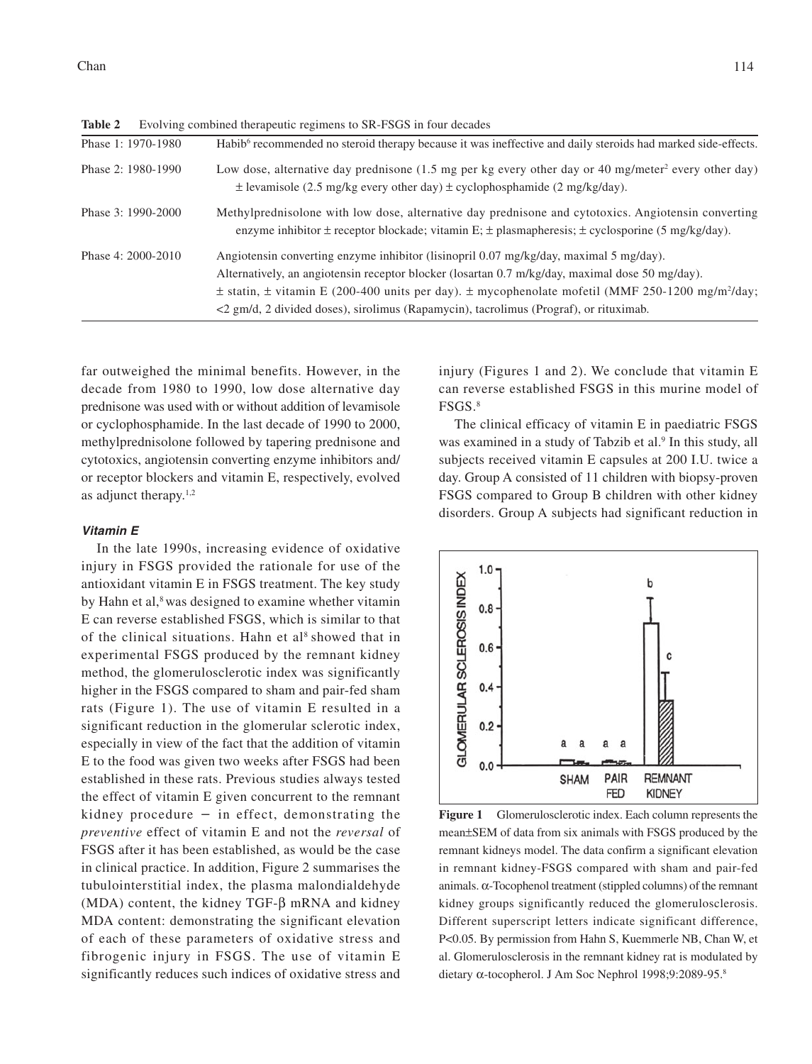**Table 2** Evolving combined therapeutic regimens to SR-FSGS in four decades

| | |
|---|---|
| Phase 1: 1970-1980 | Habib[6] recommended no steroid therapy because it was ineffective and daily steroids had marked side-effects. |
| Phase 2: 1980-1990 | Low dose, alternative day prednisone (1.5 mg per kg every other day or 40 mg/meter$^2$ every other day) ± levamisole (2.5 mg/kg every other day) ± cyclophosphamide (2 mg/kg/day). |
| Phase 3: 1990-2000 | Methylprednisolone with low dose, alternative day prednisone and cytotoxics. Angiotensin converting enzyme inhibitor ± receptor blockade; vitamin E; ± plasmapheresis; ± cyclosporine (5 mg/kg/day). |
| Phase 4: 2000-2010 | Angiotensin converting enzyme inhibitor (lisinopril 0.07 mg/kg/day, maximal 5 mg/day). Alternatively, an angiotensin receptor blocker (losartan 0.7 m/kg/day, maximal dose 50 mg/day). ± statin, ± vitamin E (200-400 units per day). ± mycophenolate mofetil (MMF 250-1200 mg/m$^2$/day; <2 gm/d, 2 divided doses), sirolimus (Rapamycin), tacrolimus (Prograf), or rituximab. |

far outweighed the minimal benefits. However, in the decade from 1980 to 1990, low dose alternative day prednisone was used with or without addition of levamisole or cyclophosphamide. In the last decade of 1990 to 2000, methylprednisolone followed by tapering prednisone and cytotoxics, angiotensin converting enzyme inhibitors and/or receptor blockers and vitamin E, respectively, evolved as adjunct therapy.[1,2]

### *Vitamin E*

In the late 1990s, increasing evidence of oxidative injury in FSGS provided the rationale for use of the antioxidant vitamin E in FSGS treatment. The key study by Hahn et al,[8] was designed to examine whether vitamin E can reverse established FSGS, which is similar to that of the clinical situations. Hahn et al[8] showed that in experimental FSGS produced by the remnant kidney method, the glomerulosclerotic index was significantly higher in the FSGS compared to sham and pair-fed sham rats (Figure 1). The use of vitamin E resulted in a significant reduction in the glomerular sclerotic index, especially in view of the fact that the addition of vitamin E to the food was given two weeks after FSGS had been established in these rats. Previous studies always tested the effect of vitamin E given concurrent to the remnant kidney procedure – in effect, demonstrating the *preventive* effect of vitamin E and not the *reversal* of FSGS after it has been established, as would be the case in clinical practice. In addition, Figure 2 summarises the tubulointerstitial index, the plasma malondialdehyde (MDA) content, the kidney TGF-β mRNA and kidney MDA content: demonstrating the significant elevation of each of these parameters of oxidative stress and fibrogenic injury in FSGS. The use of vitamin E significantly reduces such indices of oxidative stress and injury (Figures 1 and 2). We conclude that vitamin E can reverse established FSGS in this murine model of FSGS.[8]

The clinical efficacy of vitamin E in paediatric FSGS was examined in a study of Tabzib et al.[9] In this study, all subjects received vitamin E capsules at 200 I.U. twice a day. Group A consisted of 11 children with biopsy-proven FSGS compared to Group B children with other kidney disorders. Group A subjects had significant reduction in

**Figure 1** Glomerulosclerotic index. Each column represents the mean±SEM of data from six animals with FSGS produced by the remnant kidneys model. The data confirm a significant elevation in remnant kidney-FSGS compared with sham and pair-fed animals. α-Tocophenol treatment (stippled columns) of the remnant kidney groups significantly reduced the glomerulosclerosis. Different superscript letters indicate significant difference, $P<0.05$. By permission from Hahn S, Kuemmerle NB, Chan W, et al. Glomerulosclerosis in the remnant kidney rat is modulated by dietary α-tocopherol. J Am Soc Nephrol 1998;9:2089-95.[8]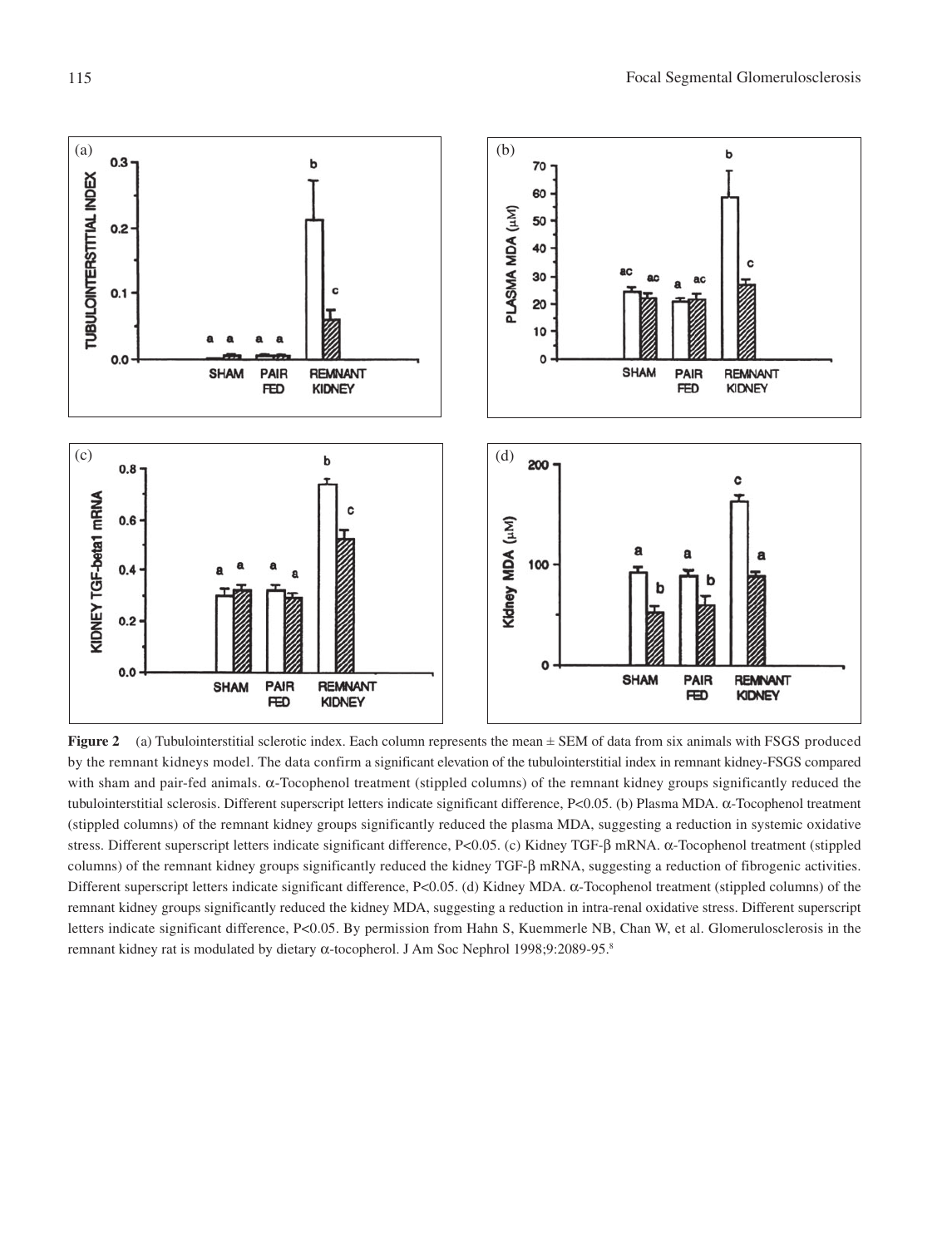**Figure 2** (a) Tubulointerstitial sclerotic index. Each column represents the mean ± SEM of data from six animals with FSGS produced by the remnant kidneys model. The data confirm a significant elevation of the tubulointerstitial index in remnant kidney-FSGS compared with sham and pair-fed animals. α-Tocophenol treatment (stippled columns) of the remnant kidney groups significantly reduced the tubulointerstitial sclerosis. Different superscript letters indicate significant difference, $P<0.05$. (b) Plasma MDA. α-Tocophenol treatment (stippled columns) of the remnant kidney groups significantly reduced the plasma MDA, suggesting a reduction in systemic oxidative stress. Different superscript letters indicate significant difference, $P<0.05$. (c) Kidney TGF-β mRNA. α-Tocophenol treatment (stippled columns) of the remnant kidney groups significantly reduced the kidney TGF-β mRNA, suggesting a reduction of fibrogenic activities. Different superscript letters indicate significant difference, $P<0.05$. (d) Kidney MDA. α-Tocophenol treatment (stippled columns) of the remnant kidney groups significantly reduced the kidney MDA, suggesting a reduction in intra-renal oxidative stress. Different superscript letters indicate significant difference, $P<0.05$. By permission from Hahn S, Kuemmerle NB, Chan W, et al. Glomerulosclerosis in the remnant kidney rat is modulated by dietary α-tocopherol. J Am Soc Nephrol 1998;9:2089-95.[8]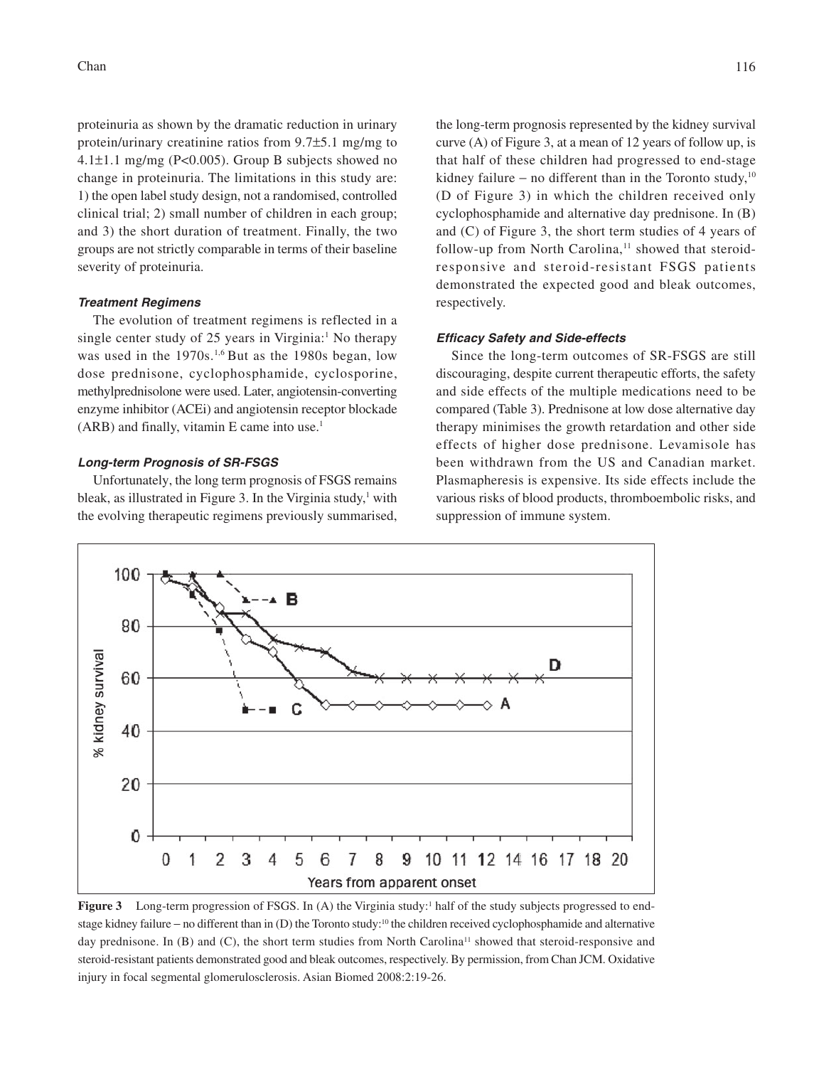proteinuria as shown by the dramatic reduction in urinary protein/urinary creatinine ratios from 9.7±5.1 mg/mg to 4.1±1.1 mg/mg (P<0.005). Group B subjects showed no change in proteinuria. The limitations in this study are: 1) the open label study design, not a randomised, controlled clinical trial; 2) small number of children in each group; and 3) the short duration of treatment. Finally, the two groups are not strictly comparable in terms of their baseline severity of proteinuria.

#### *Treatment Regimens*

The evolution of treatment regimens is reflected in a single center study of 25 years in Virginia:[1] No therapy was used in the 1970s.[1,6] But as the 1980s began, low dose prednisone, cyclophosphamide, cyclosporine, methylprednisolone were used. Later, angiotensin-converting enzyme inhibitor (ACEi) and angiotensin receptor blockade (ARB) and finally, vitamin E came into use.[1]

#### *Long-term Prognosis of SR-FSGS*

Unfortunately, the long term prognosis of FSGS remains bleak, as illustrated in Figure 3. In the Virginia study,[1] with the evolving therapeutic regimens previously summarised, the long-term prognosis represented by the kidney survival curve (A) of Figure 3, at a mean of 12 years of follow up, is that half of these children had progressed to end-stage kidney failure – no different than in the Toronto study,[10] (D of Figure 3) in which the children received only cyclophosphamide and alternative day prednisone. In (B) and (C) of Figure 3, the short term studies of 4 years of follow-up from North Carolina,[11] showed that steroid-responsive and steroid-resistant FSGS patients demonstrated the expected good and bleak outcomes, respectively.

#### *Efficacy Safety and Side-effects*

Since the long-term outcomes of SR-FSGS are still discouraging, despite current therapeutic efforts, the safety and side effects of the multiple medications need to be compared (Table 3). Prednisone at low dose alternative day therapy minimises the growth retardation and other side effects of higher dose prednisone. Levamisole has been withdrawn from the US and Canadian market. Plasmapheresis is expensive. Its side effects include the various risks of blood products, thromboembolic risks, and suppression of immune system.

**Figure 3** Long-term progression of FSGS. In (A) the Virginia study:[1] half of the study subjects progressed to end-stage kidney failure – no different than in (D) the Toronto study:[10] the children received cyclophosphamide and alternative day prednisone. In (B) and (C), the short term studies from North Carolina[11] showed that steroid-responsive and steroid-resistant patients demonstrated good and bleak outcomes, respectively. By permission, from Chan JCM. Oxidative injury in focal segmental glomerulosclerosis. Asian Biomed 2008:2:19-26.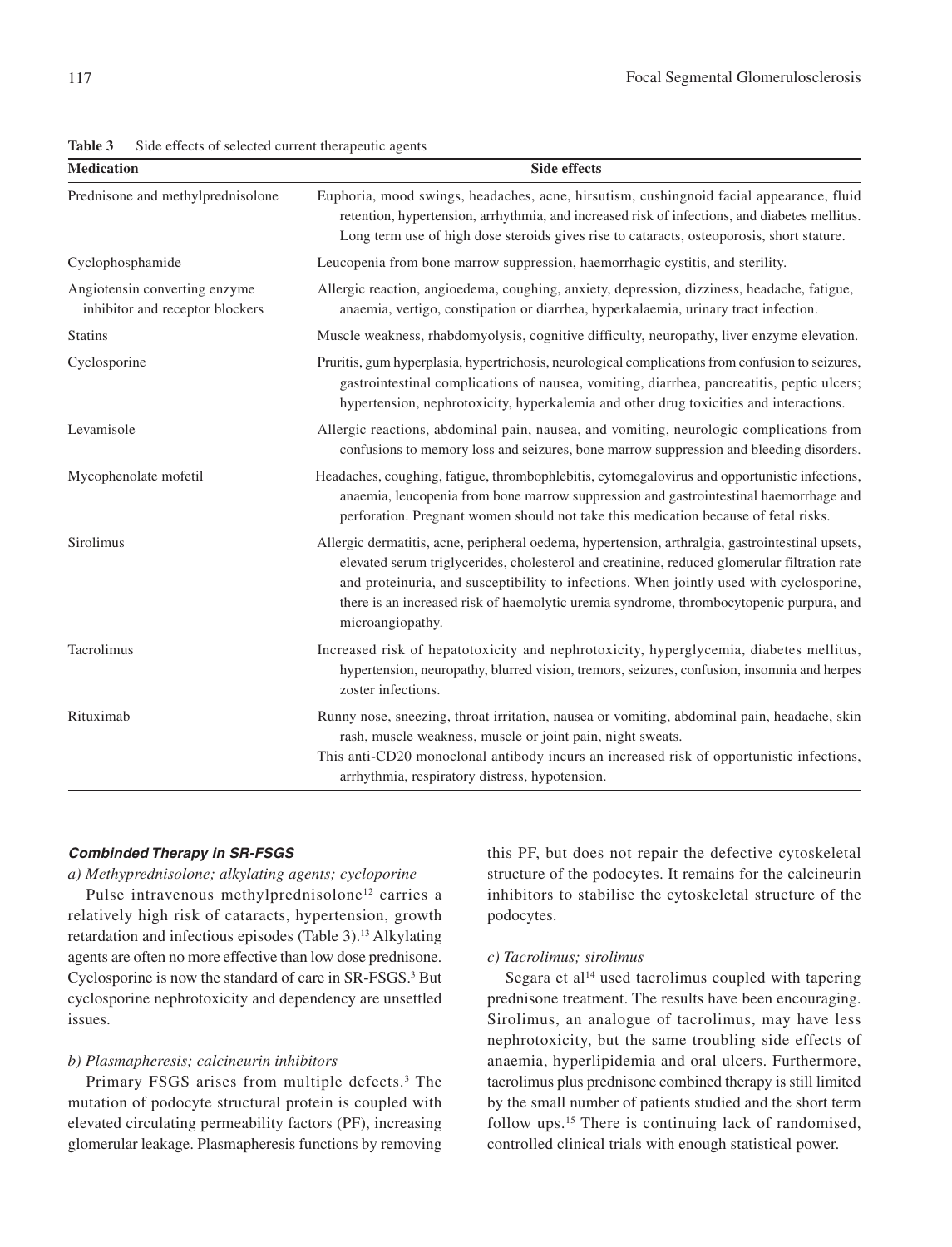**Table 3** Side effects of selected current therapeutic agents

| Medication | Side effects |
|---|---|
| Prednisone and methylprednisolone | Euphoria, mood swings, headaches, acne, hirsutism, cushingnoid facial appearance, fluid retention, hypertension, arrhythmia, and increased risk of infections, and diabetes mellitus. Long term use of high dose steroids gives rise to cataracts, osteoporosis, short stature. |
| Cyclophosphamide | Leucopenia from bone marrow suppression, haemorrhagic cystitis, and sterility. |
| Angiotensin converting enzyme inhibitor and receptor blockers | Allergic reaction, angioedema, coughing, anxiety, depression, dizziness, headache, fatigue, anaemia, vertigo, constipation or diarrhea, hyperkalaemia, urinary tract infection. |
| Statins | Muscle weakness, rhabdomyolysis, cognitive difficulty, neuropathy, liver enzyme elevation. |
| Cyclosporine | Pruritis, gum hyperplasia, hypertrichosis, neurological complications from confusion to seizures, gastrointestinal complications of nausea, vomiting, diarrhea, pancreatitis, peptic ulcers; hypertension, nephrotoxicity, hyperkalemia and other drug toxicities and interactions. |
| Levamisole | Allergic reactions, abdominal pain, nausea, and vomiting, neurologic complications from confusions to memory loss and seizures, bone marrow suppression and bleeding disorders. |
| Mycophenolate mofetil | Headaches, coughing, fatigue, thrombophlebitis, cytomegalovirus and opportunistic infections, anaemia, leucopenia from bone marrow suppression and gastrointestinal haemorrhage and perforation. Pregnant women should not take this medication because of fetal risks. |
| Sirolimus | Allergic dermatitis, acne, peripheral oedema, hypertension, arthralgia, gastrointestinal upsets, elevated serum triglycerides, cholesterol and creatinine, reduced glomerular filtration rate and proteinuria, and susceptibility to infections. When jointly used with cyclosporine, there is an increased risk of haemolytic uremia syndrome, thrombocytopenic purpura, and microangiopathy. |
| Tacrolimus | Increased risk of hepatotoxicity and nephrotoxicity, hyperglycemia, diabetes mellitus, hypertension, neuropathy, blurred vision, tremors, seizures, confusion, insomnia and herpes zoster infections. |
| Rituximab | Runny nose, sneezing, throat irritation, nausea or vomiting, abdominal pain, headache, skin rash, muscle weakness, muscle or joint pain, night sweats. This anti-CD20 monoclonal antibody incurs an increased risk of opportunistic infections, arrhythmia, respiratory distress, hypotension. |

#### *Combinded Therapy in SR-FSGS*

*a) Methyprednisolone; alkylating agents; cycloporine*

Pulse intravenous methylprednisolone[12] carries a relatively high risk of cataracts, hypertension, growth retardation and infectious episodes (Table 3).[13] Alkylating agents are often no more effective than low dose prednisone. Cyclosporine is now the standard of care in SR-FSGS.[3] But cyclosporine nephrotoxicity and dependency are unsettled issues.

*b) Plasmapheresis; calcineurin inhibitors*

Primary FSGS arises from multiple defects.[3] The mutation of podocyte structural protein is coupled with elevated circulating permeability factors (PF), increasing glomerular leakage. Plasmapheresis functions by removing this PF, but does not repair the defective cytoskeletal structure of the podocytes. It remains for the calcineurin inhibitors to stabilise the cytoskeletal structure of the podocytes.

*c) Tacrolimus; sirolimus*

Segara et al[14] used tacrolimus coupled with tapering prednisone treatment. The results have been encouraging. Sirolimus, an analogue of tacrolimus, may have less nephrotoxicity, but the same troubling side effects of anaemia, hyperlipidemia and oral ulcers. Furthermore, tacrolimus plus prednisone combined therapy is still limited by the small number of patients studied and the short term follow ups.[15] There is continuing lack of randomised, controlled clinical trials with enough statistical power.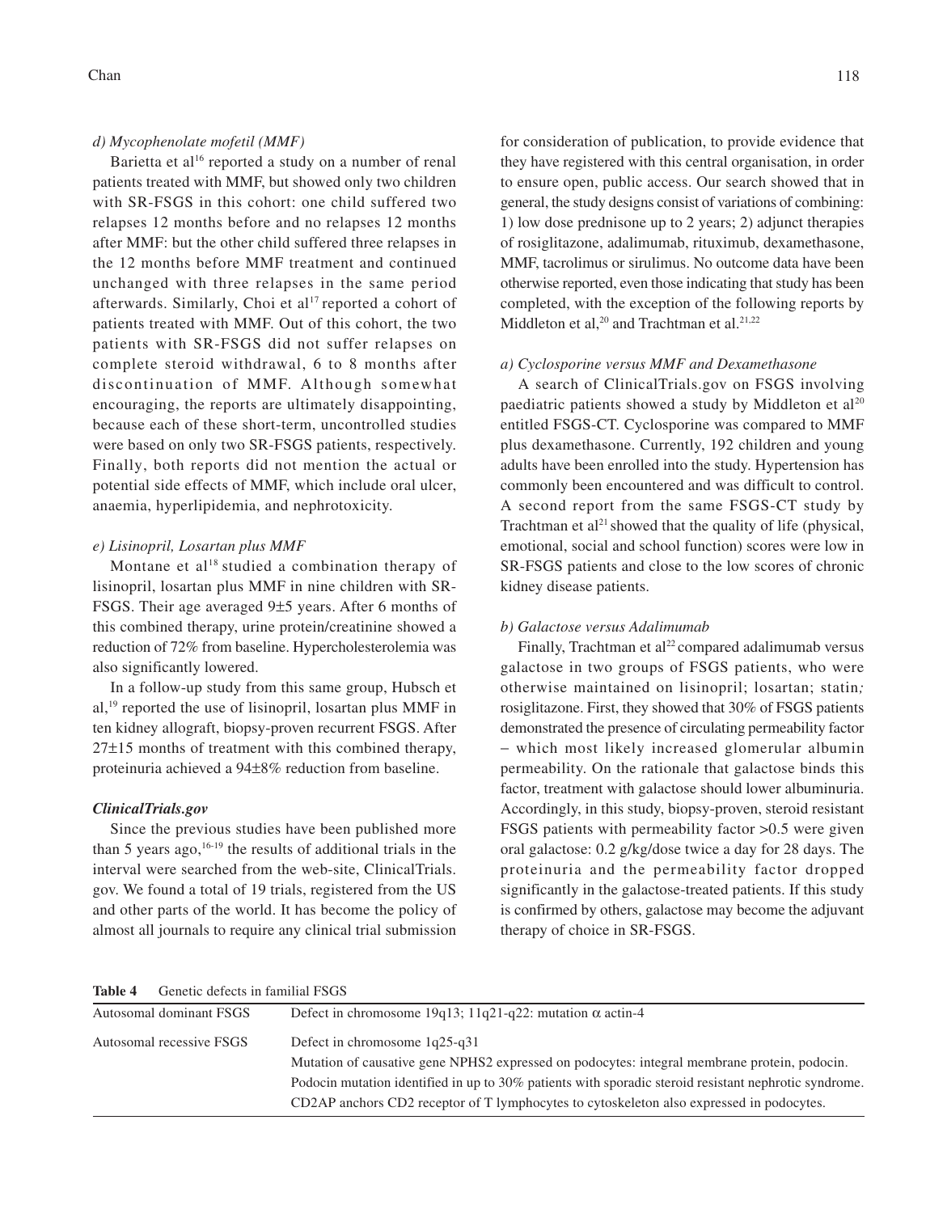*d) Mycophenolate mofetil (MMF)*

Barietta et al[16] reported a study on a number of renal patients treated with MMF, but showed only two children with SR-FSGS in this cohort: one child suffered two relapses 12 months before and no relapses 12 months after MMF: but the other child suffered three relapses in the 12 months before MMF treatment and continued unchanged with three relapses in the same period afterwards. Similarly, Choi et al[17] reported a cohort of patients treated with MMF. Out of this cohort, the two patients with SR-FSGS did not suffer relapses on complete steroid withdrawal, 6 to 8 months after discontinuation of MMF. Although somewhat encouraging, the reports are ultimately disappointing, because each of these short-term, uncontrolled studies were based on only two SR-FSGS patients, respectively. Finally, both reports did not mention the actual or potential side effects of MMF, which include oral ulcer, anaemia, hyperlipidemia, and nephrotoxicity.

*e) Lisinopril, Losartan plus MMF*

Montane et al[18] studied a combination therapy of lisinopril, losartan plus MMF in nine children with SR-FSGS. Their age averaged 9±5 years. After 6 months of this combined therapy, urine protein/creatinine showed a reduction of 72% from baseline. Hypercholesterolemia was also significantly lowered.

In a follow-up study from this same group, Hubsch et al,[19] reported the use of lisinopril, losartan plus MMF in ten kidney allograft, biopsy-proven recurrent FSGS. After 27±15 months of treatment with this combined therapy, proteinuria achieved a 94±8% reduction from baseline.

***ClinicalTrials.gov***

Since the previous studies have been published more than 5 years ago,[16-19] the results of additional trials in the interval were searched from the web-site, ClinicalTrials.gov. We found a total of 19 trials, registered from the US and other parts of the world. It has become the policy of almost all journals to require any clinical trial submission for consideration of publication, to provide evidence that they have registered with this central organisation, in order to ensure open, public access. Our search showed that in general, the study designs consist of variations of combining: 1) low dose prednisone up to 2 years; 2) adjunct therapies of rosiglitazone, adalimumab, rituximab, dexamethasone, MMF, tacrolimus or sirulimus. No outcome data have been otherwise reported, even those indicating that study has been completed, with the exception of the following reports by Middleton et al,[20] and Trachtman et al.[21,22]

*a) Cyclosporine versus MMF and Dexamethasone*

A search of ClinicalTrials.gov on FSGS involving paediatric patients showed a study by Middleton et al[20] entitled FSGS-CT. Cyclosporine was compared to MMF plus dexamethasone. Currently, 192 children and young adults have been enrolled into the study. Hypertension has commonly been encountered and was difficult to control. A second report from the same FSGS-CT study by Trachtman et al[21] showed that the quality of life (physical, emotional, social and school function) scores were low in SR-FSGS patients and close to the low scores of chronic kidney disease patients.

*b) Galactose versus Adalimumab*

Finally, Trachtman et al[22] compared adalimumab versus galactose in two groups of FSGS patients, who were otherwise maintained on lisinopril; losartan; statin; rosiglitazone. First, they showed that 30% of FSGS patients demonstrated the presence of circulating permeability factor – which most likely increased glomerular albumin permeability. On the rationale that galactose binds this factor, treatment with galactose should lower albuminuria. Accordingly, in this study, biopsy-proven, steroid resistant FSGS patients with permeability factor >0.5 were given oral galactose: 0.2 g/kg/dose twice a day for 28 days. The proteinuria and the permeability factor dropped significantly in the galactose-treated patients. If this study is confirmed by others, galactose may become the adjuvant therapy of choice in SR-FSGS.

**Table 4** Genetic defects in familial FSGS

| | |
|---|---|
| Autosomal dominant FSGS | Defect in chromosome 19q13; 11q21-q22: mutation α actin-4 |
| Autosomal recessive FSGS | Defect in chromosome 1q25-q31<br>Mutation of causative gene NPHS2 expressed on podocytes: integral membrane protein, podocin.<br>Podocin mutation identified in up to 30% patients with sporadic steroid resistant nephrotic syndrome.<br>CD2AP anchors CD2 receptor of T lymphocytes to cytoskeleton also expressed in podocytes. |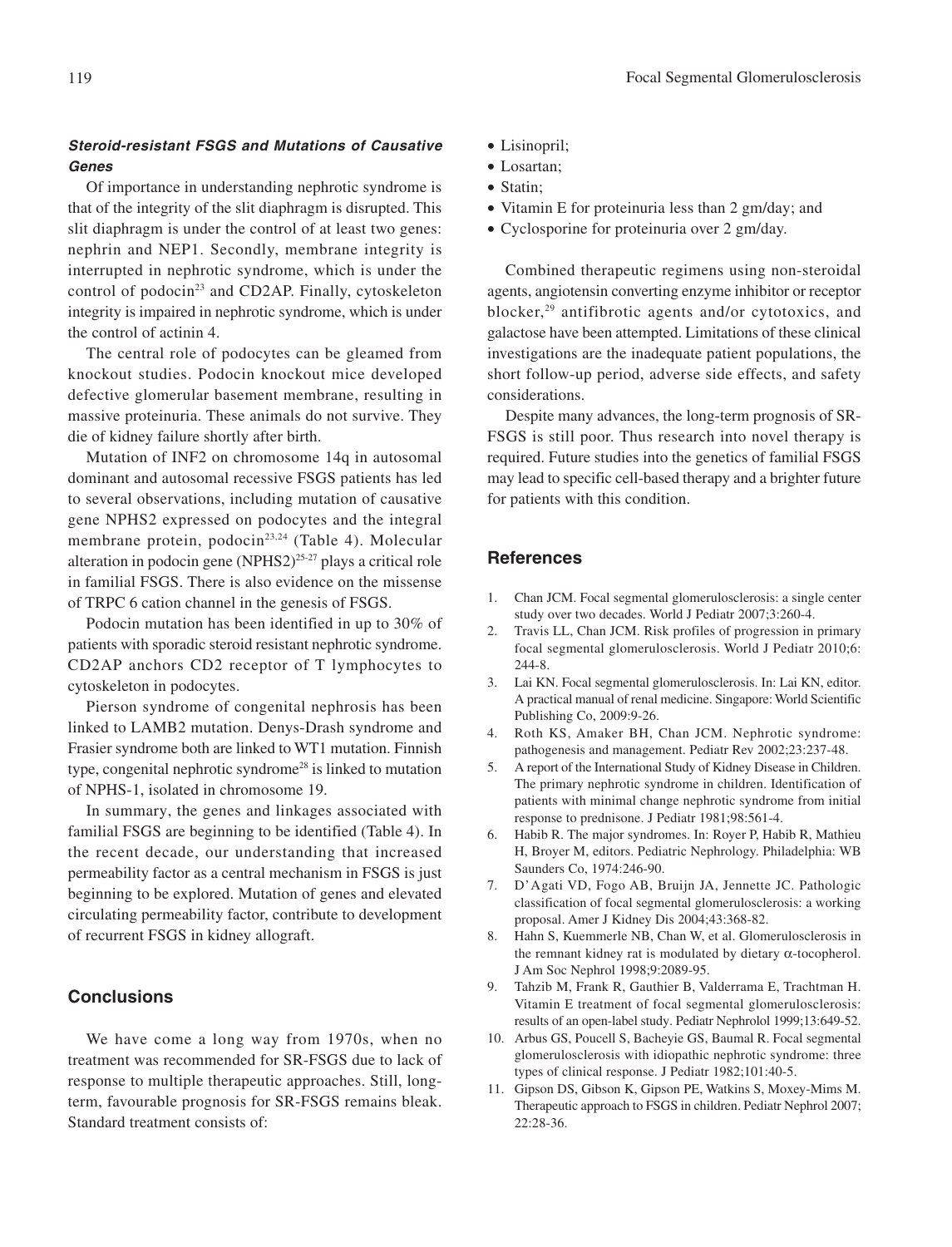### *Steroid-resistant FSGS and Mutations of Causative Genes*

Of importance in understanding nephrotic syndrome is that of the integrity of the slit diaphragm is disrupted. This slit diaphragm is under the control of at least two genes: nephrin and NEP1. Secondly, membrane integrity is interrupted in nephrotic syndrome, which is under the control of podocin[23] and CD2AP. Finally, cytoskeleton integrity is impaired in nephrotic syndrome, which is under the control of actinin 4.

The central role of podocytes can be gleamed from knockout studies. Podocin knockout mice developed defective glomerular basement membrane, resulting in massive proteinuria. These animals do not survive. They die of kidney failure shortly after birth.

Mutation of INF2 on chromosome 14q in autosomal dominant and autosomal recessive FSGS patients has led to several observations, including mutation of causative gene NPHS2 expressed on podocytes and the integral membrane protein, podocin[23,24] (Table 4). Molecular alteration in podocin gene (NPHS2)[25-27] plays a critical role in familial FSGS. There is also evidence on the missense of TRPC 6 cation channel in the genesis of FSGS.

Podocin mutation has been identified in up to 30% of patients with sporadic steroid resistant nephrotic syndrome. CD2AP anchors CD2 receptor of T lymphocytes to cytoskeleton in podocytes.

Pierson syndrome of congenital nephrosis has been linked to LAMB2 mutation. Denys-Drash syndrome and Frasier syndrome both are linked to WT1 mutation. Finnish type, congenital nephrotic syndrome[28] is linked to mutation of NPHS-1, isolated in chromosome 19.

In summary, the genes and linkages associated with familial FSGS are beginning to be identified (Table 4). In the recent decade, our understanding that increased permeability factor as a central mechanism in FSGS is just beginning to be explored. Mutation of genes and elevated circulating permeability factor, contribute to development of recurrent FSGS in kidney allograft.

## Conclusions

We have come a long way from 1970s, when no treatment was recommended for SR-FSGS due to lack of response to multiple therapeutic approaches. Still, long-term, favourable prognosis for SR-FSGS remains bleak. Standard treatment consists of:

- Lisinopril;
- Losartan;
- Statin;
- Vitamin E for proteinuria less than 2 gm/day; and
- Cyclosporine for proteinuria over 2 gm/day.

Combined therapeutic regimens using non-steroidal agents, angiotensin converting enzyme inhibitor or receptor blocker,[29] antifibrotic agents and/or cytotoxics, and galactose have been attempted. Limitations of these clinical investigations are the inadequate patient populations, the short follow-up period, adverse side effects, and safety considerations.

Despite many advances, the long-term prognosis of SR-FSGS is still poor. Thus research into novel therapy is required. Future studies into the genetics of familial FSGS may lead to specific cell-based therapy and a brighter future for patients with this condition.

## References

1. Chan JCM. Focal segmental glomerulosclerosis: a single center study over two decades. World J Pediatr 2007;3:260-4.
2. Travis LL, Chan JCM. Risk profiles of progression in primary focal segmental glomerulosclerosis. World J Pediatr 2010;6: 244-8.
3. Lai KN. Focal segmental glomerulosclerosis. In: Lai KN, editor. A practical manual of renal medicine. Singapore: World Scientific Publishing Co, 2009:9-26.
4. Roth KS, Amaker BH, Chan JCM. Nephrotic syndrome: pathogenesis and management. Pediatr Rev 2002;23:237-48.
5. A report of the International Study of Kidney Disease in Children. The primary nephrotic syndrome in children. Identification of patients with minimal change nephrotic syndrome from initial response to prednisone. J Pediatr 1981;98:561-4.
6. Habib R. The major syndromes. In: Royer P, Habib R, Mathieu H, Broyer M, editors. Pediatric Nephrology. Philadelphia: WB Saunders Co, 1974:246-90.
7. D'Agati VD, Fogo AB, Bruijn JA, Jennette JC. Pathologic classification of focal segmental glomerulosclerosis: a working proposal. Amer J Kidney Dis 2004;43:368-82.
8. Hahn S, Kuemmerle NB, Chan W, et al. Glomerulosclerosis in the remnant kidney rat is modulated by dietary α-tocopherol. J Am Soc Nephrol 1998;9:2089-95.
9. Tahzib M, Frank R, Gauthier B, Valderrama E, Trachtman H. Vitamin E treatment of focal segmental glomerulosclerosis: results of an open-label study. Pediatr Nephrolol 1999;13:649-52.
10. Arbus GS, Poucell S, Bacheyie GS, Baumal R. Focal segmental glomerulosclerosis with idiopathic nephrotic syndrome: three types of clinical response. J Pediatr 1982;101:40-5.
11. Gipson DS, Gibson K, Gipson PE, Watkins S, Moxey-Mims M. Therapeutic approach to FSGS in children. Pediatr Nephrol 2007; 22:28-36.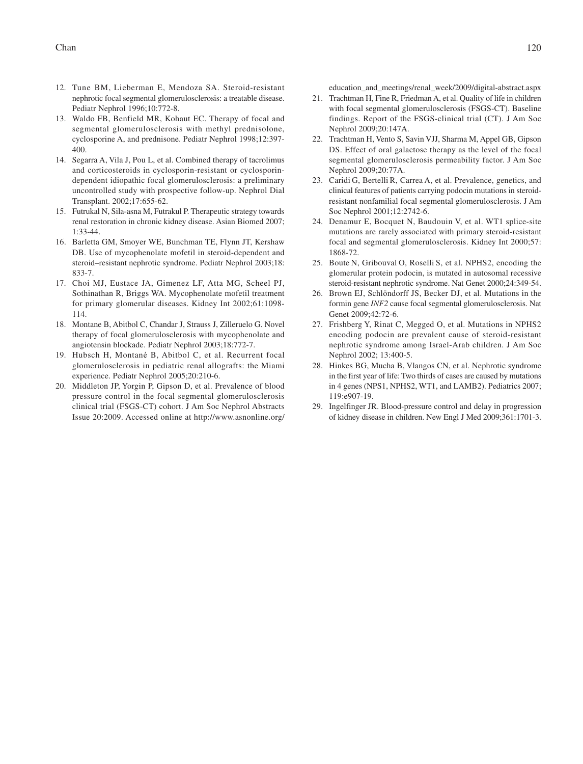12. Tune BM, Lieberman E, Mendoza SA. Steroid-resistant nephrotic focal segmental glomerulosclerosis: a treatable disease. Pediatr Nephrol 1996;10:772-8.
13. Waldo FB, Benfield MR, Kohaut EC. Therapy of focal and segmental glomerulosclerosis with methyl prednisolone, cyclosporine A, and prednisone. Pediatr Nephrol 1998;12:397-400.
14. Segarra A, Vila J, Pou L, et al. Combined therapy of tacrolimus and corticosteroids in cyclosporin-resistant or cyclosporin-dependent idiopathic focal glomerulosclerosis: a preliminary uncontrolled study with prospective follow-up. Nephrol Dial Transplant. 2002;17:655-62.
15. Futrukal N, Sila-asna M, Futrakul P. Therapeutic strategy towards renal restoration in chronic kidney disease. Asian Biomed 2007; 1:33-44.
16. Barletta GM, Smoyer WE, Bunchman TE, Flynn JT, Kershaw DB. Use of mycophenolate mofetil in steroid-dependent and steroid–resistant nephrotic syndrome. Pediatr Nephrol 2003;18: 833-7.
17. Choi MJ, Eustace JA, Gimenez LF, Atta MG, Scheel PJ, Sothinathan R, Briggs WA. Mycophenolate mofetil treatment for primary glomerular diseases. Kidney Int 2002;61:1098-114.
18. Montane B, Abitbol C, Chandar J, Strauss J, Zilleruelo G. Novel therapy of focal glomerulosclerosis with mycophenolate and angiotensin blockade. Pediatr Nephrol 2003;18:772-7.
19. Hubsch H, Montané B, Abitbol C, et al. Recurrent focal glomerulosclerosis in pediatric renal allografts: the Miami experience. Pediatr Nephrol 2005;20:210-6.
20. Middleton JP, Yorgin P, Gipson D, et al. Prevalence of blood pressure control in the focal segmental glomerulosclerosis clinical trial (FSGS-CT) cohort. J Am Soc Nephrol Abstracts Issue 20:2009. Accessed online at http://www.asnonline.org/education_and_meetings/renal_week/2009/digital-abstract.aspx
21. Trachtman H, Fine R, Friedman A, et al. Quality of life in children with focal segmental glomerulosclerosis (FSGS-CT). Baseline findings. Report of the FSGS-clinical trial (CT). J Am Soc Nephrol 2009;20:147A.
22. Trachtman H, Vento S, Savin VJJ, Sharma M, Appel GB, Gipson DS. Effect of oral galactose therapy as the level of the focal segmental glomerulosclerosis permeability factor. J Am Soc Nephrol 2009;20:77A.
23. Caridi G, Bertelli R, Carrea A, et al. Prevalence, genetics, and clinical features of patients carrying podocin mutations in steroid-resistant nonfamilial focal segmental glomerulosclerosis. J Am Soc Nephrol 2001;12:2742-6.
24. Denamur E, Bocquet N, Baudouin V, et al. WT1 splice-site mutations are rarely associated with primary steroid-resistant focal and segmental glomerulosclerosis. Kidney Int 2000;57: 1868-72.
25. Boute N, Gribouval O, Roselli S, et al. NPHS2, encoding the glomerular protein podocin, is mutated in autosomal recessive steroid-resistant nephrotic syndrome. Nat Genet 2000;24:349-54.
26. Brown EJ, Schlöndorff JS, Becker DJ, et al. Mutations in the formin gene *INF2* cause focal segmental glomerulosclerosis. Nat Genet 2009;42:72-6.
27. Frishberg Y, Rinat C, Megged O, et al. Mutations in NPHS2 encoding podocin are prevalent cause of steroid-resistant nephrotic syndrome among Israel-Arab children. J Am Soc Nephrol 2002; 13:400-5.
28. Hinkes BG, Mucha B, Vlangos CN, et al. Nephrotic syndrome in the first year of life: Two thirds of cases are caused by mutations in 4 genes (NPS1, NPHS2, WT1, and LAMB2). Pediatrics 2007; 119:e907-19.
29. Ingelfinger JR. Blood-pressure control and delay in progression of kidney disease in children. New Engl J Med 2009;361:1701-3.